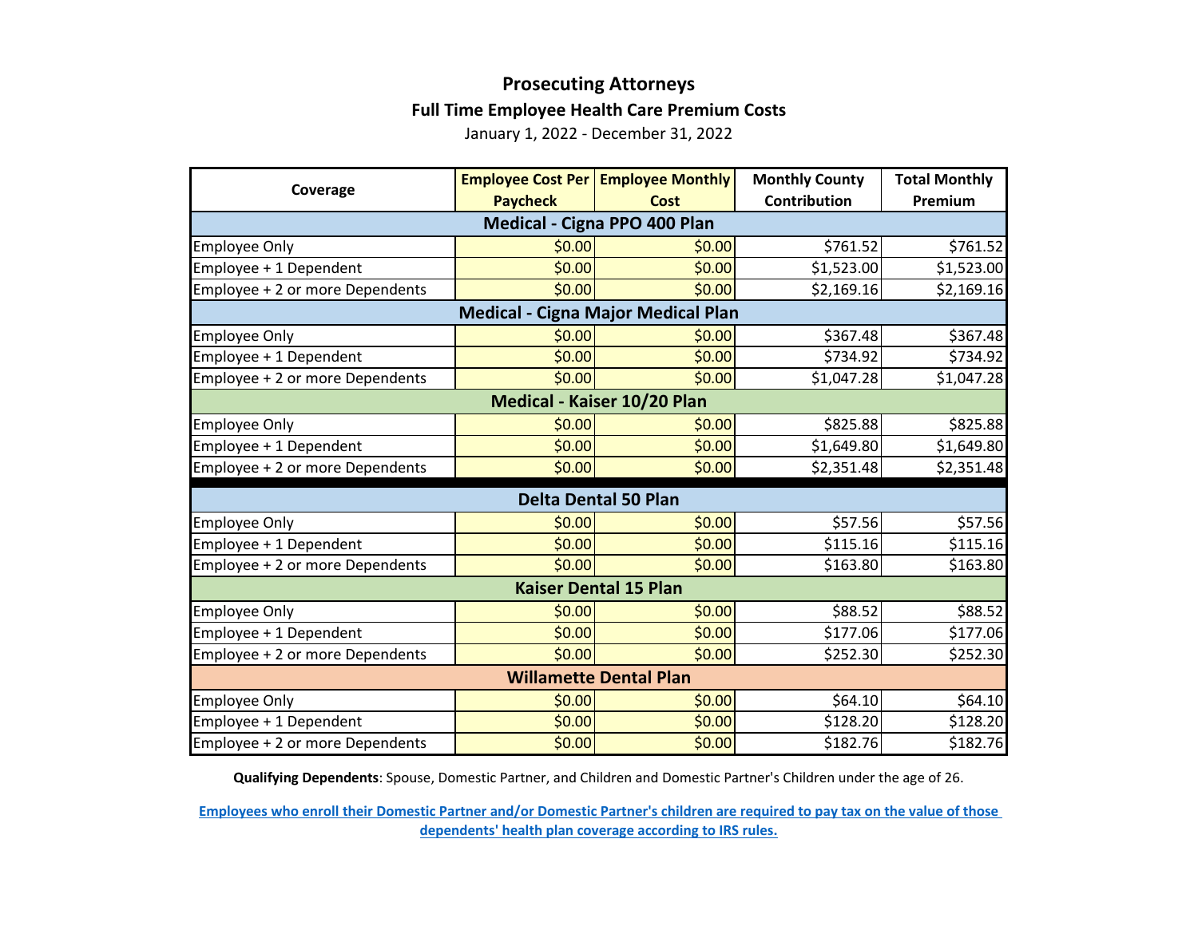# Prosecuting Attorneys

## Full Time Employee Health Care Premium Costs

January 1, 2022 - December 31, 2022

| Coverage | Employee Cost Per Paycheck | Employee Monthly Cost | Monthly County Contribution | Total Monthly Premium |
|---|---|---|---|---|
| **Medical - Cigna PPO 400 Plan** | | | | |
| Employee Only | $0.00 | $0.00 | $761.52 | $761.52 |
| Employee + 1 Dependent | $0.00 | $0.00 | $1,523.00 | $1,523.00 |
| Employee + 2 or more Dependents | $0.00 | $0.00 | $2,169.16 | $2,169.16 |
| **Medical - Cigna Major Medical Plan** | | | | |
| Employee Only | $0.00 | $0.00 | $367.48 | $367.48 |
| Employee + 1 Dependent | $0.00 | $0.00 | $734.92 | $734.92 |
| Employee + 2 or more Dependents | $0.00 | $0.00 | $1,047.28 | $1,047.28 |
| **Medical - Kaiser 10/20 Plan** | | | | |
| Employee Only | $0.00 | $0.00 | $825.88 | $825.88 |
| Employee + 1 Dependent | $0.00 | $0.00 | $1,649.80 | $1,649.80 |
| Employee + 2 or more Dependents | $0.00 | $0.00 | $2,351.48 | $2,351.48 |
| **Delta Dental 50 Plan** | | | | |
| Employee Only | $0.00 | $0.00 | $57.56 | $57.56 |
| Employee + 1 Dependent | $0.00 | $0.00 | $115.16 | $115.16 |
| Employee + 2 or more Dependents | $0.00 | $0.00 | $163.80 | $163.80 |
| **Kaiser Dental 15 Plan** | | | | |
| Employee Only | $0.00 | $0.00 | $88.52 | $88.52 |
| Employee + 1 Dependent | $0.00 | $0.00 | $177.06 | $177.06 |
| Employee + 2 or more Dependents | $0.00 | $0.00 | $252.30 | $252.30 |
| **Willamette Dental Plan** | | | | |
| Employee Only | $0.00 | $0.00 | $64.10 | $64.10 |
| Employee + 1 Dependent | $0.00 | $0.00 | $128.20 | $128.20 |
| Employee + 2 or more Dependents | $0.00 | $0.00 | $182.76 | $182.76 |

**Qualifying Dependents**: Spouse, Domestic Partner, and Children and Domestic Partner's Children under the age of 26.

**Employees who enroll their Domestic Partner and/or Domestic Partner's children are required to pay tax on the value of those dependents' health plan coverage according to IRS rules.**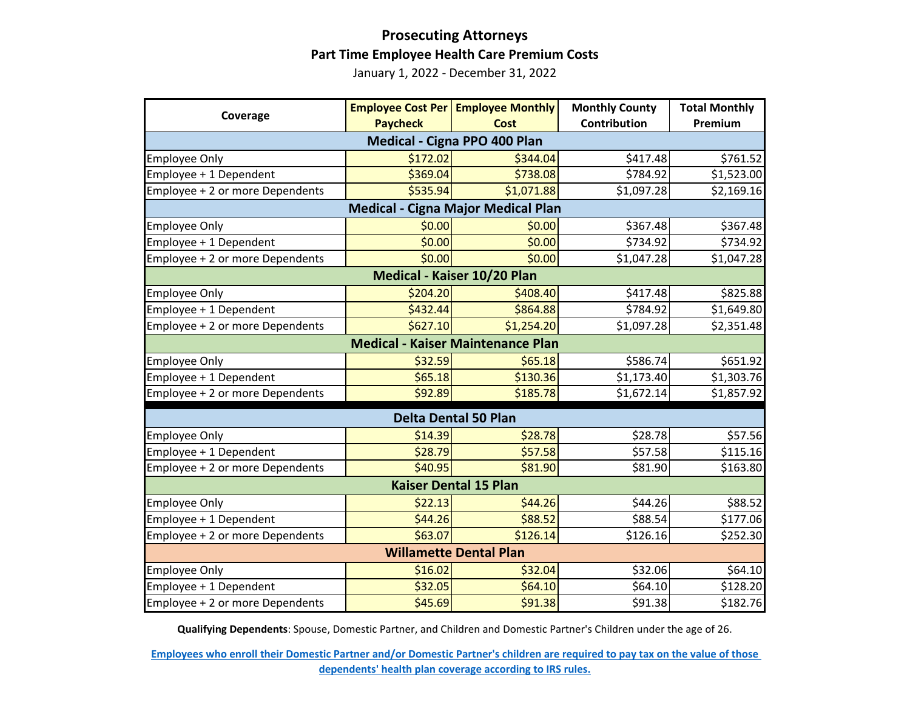# Prosecuting Attorneys

## Part Time Employee Health Care Premium Costs

January 1, 2022 - December 31, 2022

| Coverage | Employee Cost Per Paycheck | Employee Monthly Cost | Monthly County Contribution | Total Monthly Premium |
|---|---|---|---|---|
| **Medical - Cigna PPO 400 Plan** | | | | |
| Employee Only | $172.02 | $344.04 | $417.48 | $761.52 |
| Employee + 1 Dependent | $369.04 | $738.08 | $784.92 | $1,523.00 |
| Employee + 2 or more Dependents | $535.94 | $1,071.88 | $1,097.28 | $2,169.16 |
| **Medical - Cigna Major Medical Plan** | | | | |
| Employee Only | $0.00 | $0.00 | $367.48 | $367.48 |
| Employee + 1 Dependent | $0.00 | $0.00 | $734.92 | $734.92 |
| Employee + 2 or more Dependents | $0.00 | $0.00 | $1,047.28 | $1,047.28 |
| **Medical - Kaiser 10/20 Plan** | | | | |
| Employee Only | $204.20 | $408.40 | $417.48 | $825.88 |
| Employee + 1 Dependent | $432.44 | $864.88 | $784.92 | $1,649.80 |
| Employee + 2 or more Dependents | $627.10 | $1,254.20 | $1,097.28 | $2,351.48 |
| **Medical - Kaiser Maintenance Plan** | | | | |
| Employee Only | $32.59 | $65.18 | $586.74 | $651.92 |
| Employee + 1 Dependent | $65.18 | $130.36 | $1,173.40 | $1,303.76 |
| Employee + 2 or more Dependents | $92.89 | $185.78 | $1,672.14 | $1,857.92 |
| **Delta Dental 50 Plan** | | | | |
| Employee Only | $14.39 | $28.78 | $28.78 | $57.56 |
| Employee + 1 Dependent | $28.79 | $57.58 | $57.58 | $115.16 |
| Employee + 2 or more Dependents | $40.95 | $81.90 | $81.90 | $163.80 |
| **Kaiser Dental 15 Plan** | | | | |
| Employee Only | $22.13 | $44.26 | $44.26 | $88.52 |
| Employee + 1 Dependent | $44.26 | $88.52 | $88.54 | $177.06 |
| Employee + 2 or more Dependents | $63.07 | $126.14 | $126.16 | $252.30 |
| **Willamette Dental Plan** | | | | |
| Employee Only | $16.02 | $32.04 | $32.06 | $64.10 |
| Employee + 1 Dependent | $32.05 | $64.10 | $64.10 | $128.20 |
| Employee + 2 or more Dependents | $45.69 | $91.38 | $91.38 | $182.76 |

**Qualifying Dependents**: Spouse, Domestic Partner, and Children and Domestic Partner's Children under the age of 26.

**Employees who enroll their Domestic Partner and/or Domestic Partner's children are required to pay tax on the value of those dependents' health plan coverage according to IRS rules.**